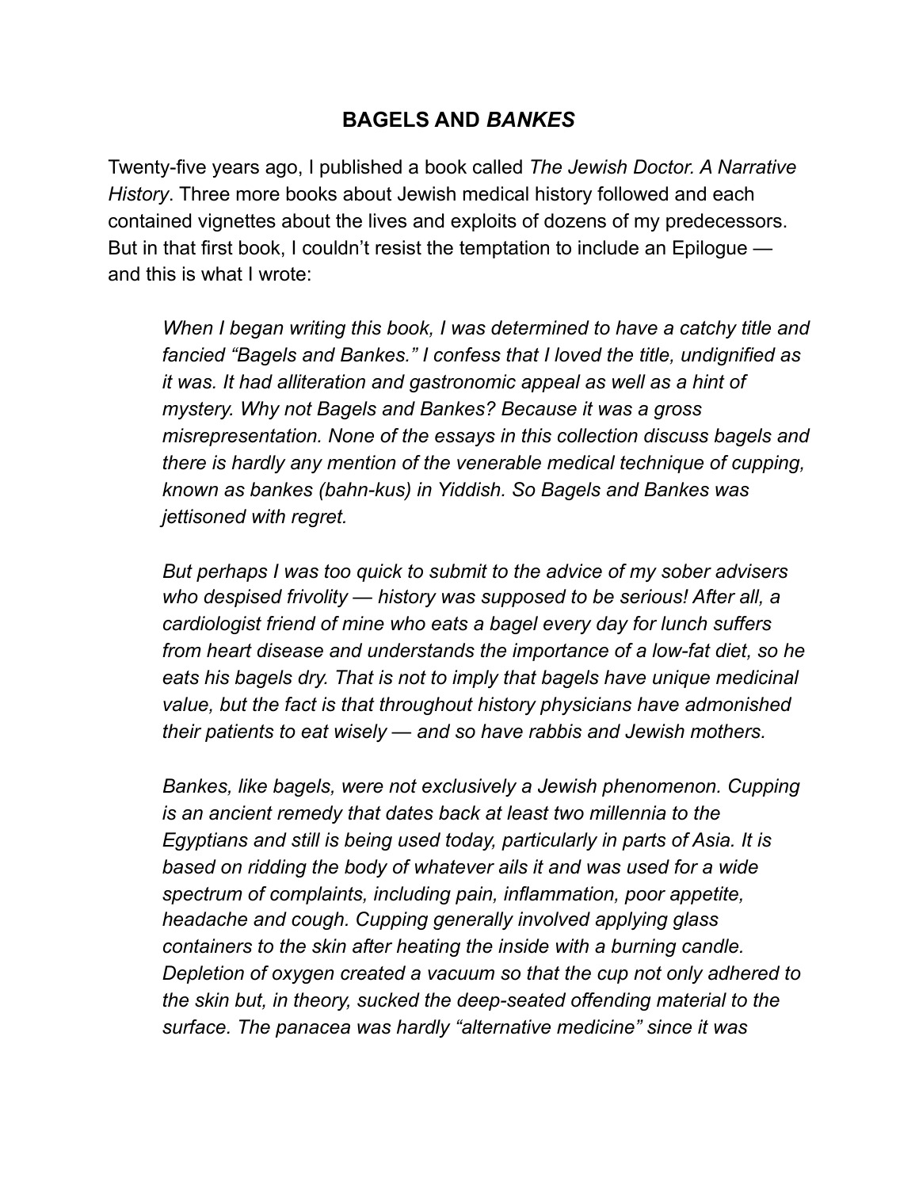# BAGELS AND *BANKES*

Twenty-five years ago, I published a book called *The Jewish Doctor. A Narrative History*. Three more books about Jewish medical history followed and each contained vignettes about the lives and exploits of dozens of my predecessors. But in that first book, I couldn't resist the temptation to include an Epilogue — and this is what I wrote:

> *When I began writing this book, I was determined to have a catchy title and fancied "Bagels and Bankes." I confess that I loved the title, undignified as it was. It had alliteration and gastronomic appeal as well as a hint of mystery. Why not Bagels and Bankes? Because it was a gross misrepresentation. None of the essays in this collection discuss bagels and there is hardly any mention of the venerable medical technique of cupping, known as bankes (bahn-kus) in Yiddish. So Bagels and Bankes was jettisoned with regret.*
>
> *But perhaps I was too quick to submit to the advice of my sober advisers who despised frivolity — history was supposed to be serious! After all, a cardiologist friend of mine who eats a bagel every day for lunch suffers from heart disease and understands the importance of a low-fat diet, so he eats his bagels dry. That is not to imply that bagels have unique medicinal value, but the fact is that throughout history physicians have admonished their patients to eat wisely — and so have rabbis and Jewish mothers.*
>
> *Bankes, like bagels, were not exclusively a Jewish phenomenon. Cupping is an ancient remedy that dates back at least two millennia to the Egyptians and still is being used today, particularly in parts of Asia. It is based on ridding the body of whatever ails it and was used for a wide spectrum of complaints, including pain, inflammation, poor appetite, headache and cough. Cupping generally involved applying glass containers to the skin after heating the inside with a burning candle. Depletion of oxygen created a vacuum so that the cup not only adhered to the skin but, in theory, sucked the deep-seated offending material to the surface. The panacea was hardly "alternative medicine" since it was*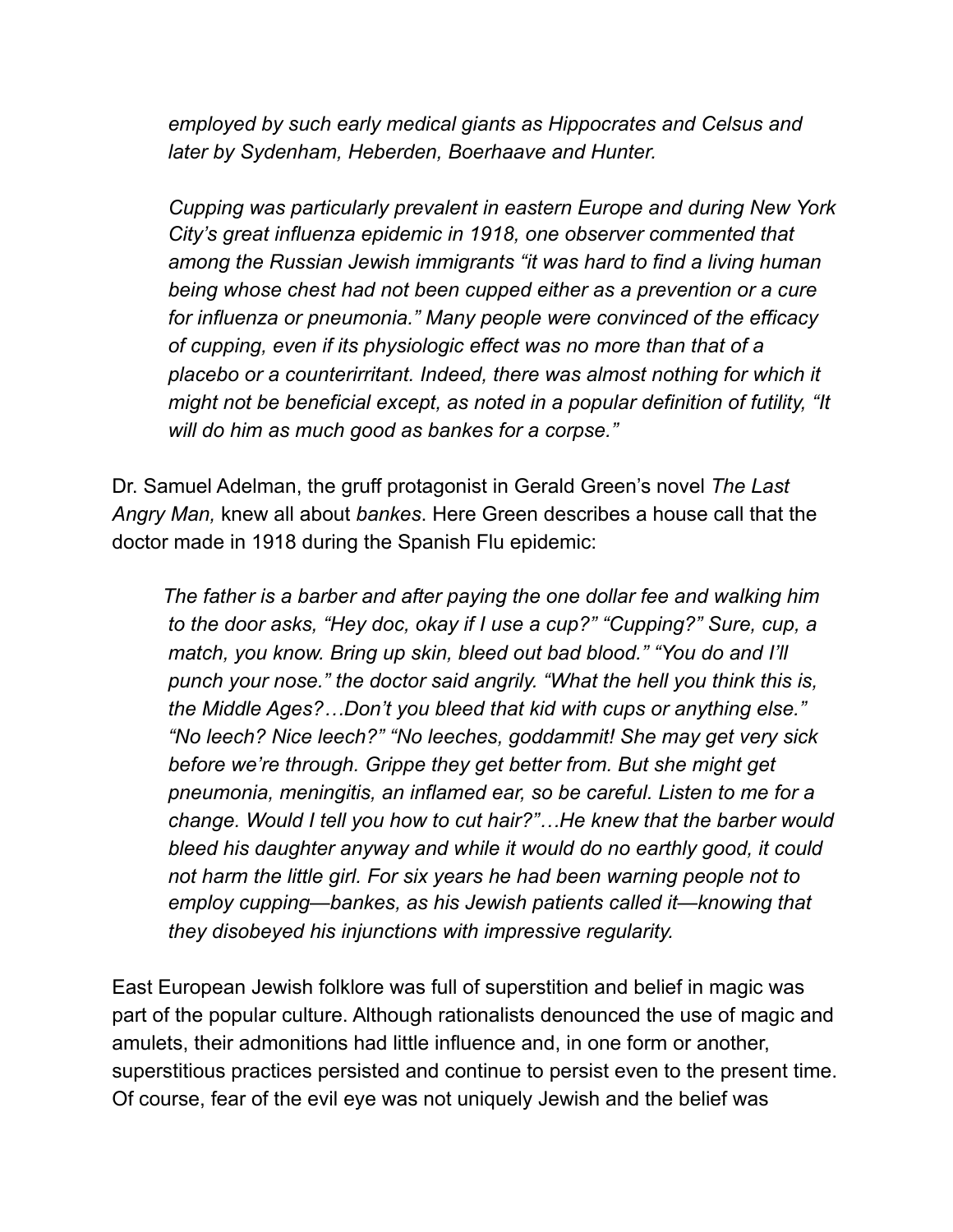> *employed by such early medical giants as Hippocrates and Celsus and later by Sydenham, Heberden, Boerhaave and Hunter.*
>
> *Cupping was particularly prevalent in eastern Europe and during New York City's great influenza epidemic in 1918, one observer commented that among the Russian Jewish immigrants "it was hard to find a living human being whose chest had not been cupped either as a prevention or a cure for influenza or pneumonia." Many people were convinced of the efficacy of cupping, even if its physiologic effect was no more than that of a placebo or a counterirritant. Indeed, there was almost nothing for which it might not be beneficial except, as noted in a popular definition of futility, "It will do him as much good as bankes for a corpse."*

Dr. Samuel Adelman, the gruff protagonist in Gerald Green's novel *The Last Angry Man,* knew all about *bankes*. Here Green describes a house call that the doctor made in 1918 during the Spanish Flu epidemic:

> *The father is a barber and after paying the one dollar fee and walking him to the door asks, "Hey doc, okay if I use a cup?" "Cupping?" Sure, cup, a match, you know. Bring up skin, bleed out bad blood." "You do and I'll punch your nose." the doctor said angrily. "What the hell you think this is, the Middle Ages?…Don't you bleed that kid with cups or anything else." "No leech? Nice leech?" "No leeches, goddammit! She may get very sick before we're through. Grippe they get better from. But she might get pneumonia, meningitis, an inflamed ear, so be careful. Listen to me for a change. Would I tell you how to cut hair?"…He knew that the barber would bleed his daughter anyway and while it would do no earthly good, it could not harm the little girl. For six years he had been warning people not to employ cupping—bankes, as his Jewish patients called it—knowing that they disobeyed his injunctions with impressive regularity.*

East European Jewish folklore was full of superstition and belief in magic was part of the popular culture. Although rationalists denounced the use of magic and amulets, their admonitions had little influence and, in one form or another, superstitious practices persisted and continue to persist even to the present time. Of course, fear of the evil eye was not uniquely Jewish and the belief was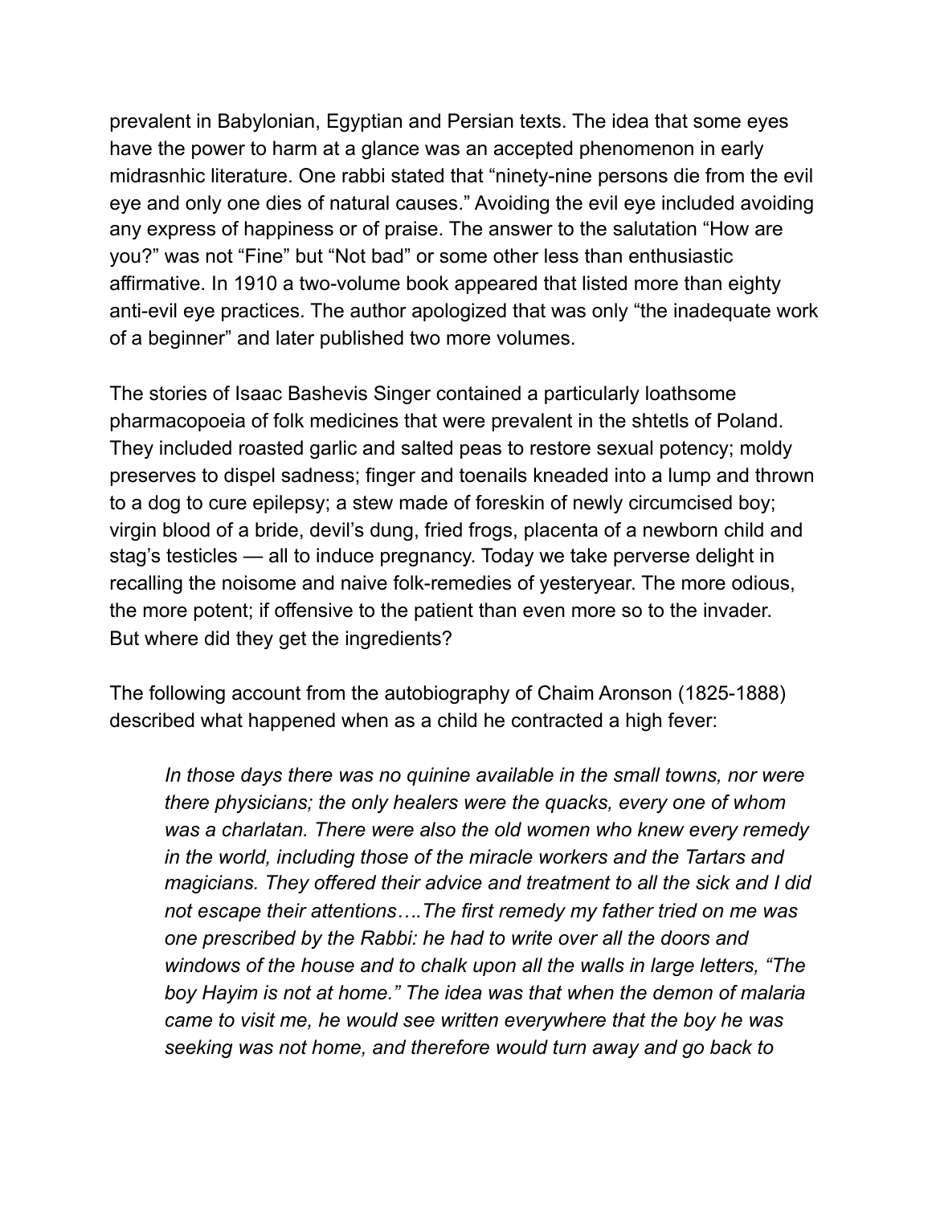prevalent in Babylonian, Egyptian and Persian texts. The idea that some eyes have the power to harm at a glance was an accepted phenomenon in early midrasnhic literature. One rabbi stated that “ninety-nine persons die from the evil eye and only one dies of natural causes.” Avoiding the evil eye included avoiding any express of happiness or of praise. The answer to the salutation “How are you?” was not “Fine” but “Not bad” or some other less than enthusiastic affirmative. In 1910 a two-volume book appeared that listed more than eighty anti-evil eye practices. The author apologized that was only “the inadequate work of a beginner” and later published two more volumes.

The stories of Isaac Bashevis Singer contained a particularly loathsome pharmacopoeia of folk medicines that were prevalent in the shtetls of Poland. They included roasted garlic and salted peas to restore sexual potency; moldy preserves to dispel sadness; finger and toenails kneaded into a lump and thrown to a dog to cure epilepsy; a stew made of foreskin of newly circumcised boy; virgin blood of a bride, devil’s dung, fried frogs, placenta of a newborn child and stag’s testicles — all to induce pregnancy. Today we take perverse delight in recalling the noisome and naive folk-remedies of yesteryear. The more odious, the more potent; if offensive to the patient than even more so to the invader. But where did they get the ingredients?

The following account from the autobiography of Chaim Aronson (1825-1888) described what happened when as a child he contracted a high fever:

> *In those days there was no quinine available in the small towns, nor were there physicians; the only healers were the quacks, every one of whom was a charlatan. There were also the old women who knew every remedy in the world, including those of the miracle workers and the Tartars and magicians. They offered their advice and treatment to all the sick and I did not escape their attentions….The first remedy my father tried on me was one prescribed by the Rabbi: he had to write over all the doors and windows of the house and to chalk upon all the walls in large letters, “The boy Hayim is not at home.” The idea was that when the demon of malaria came to visit me, he would see written everywhere that the boy he was seeking was not home, and therefore would turn away and go back to*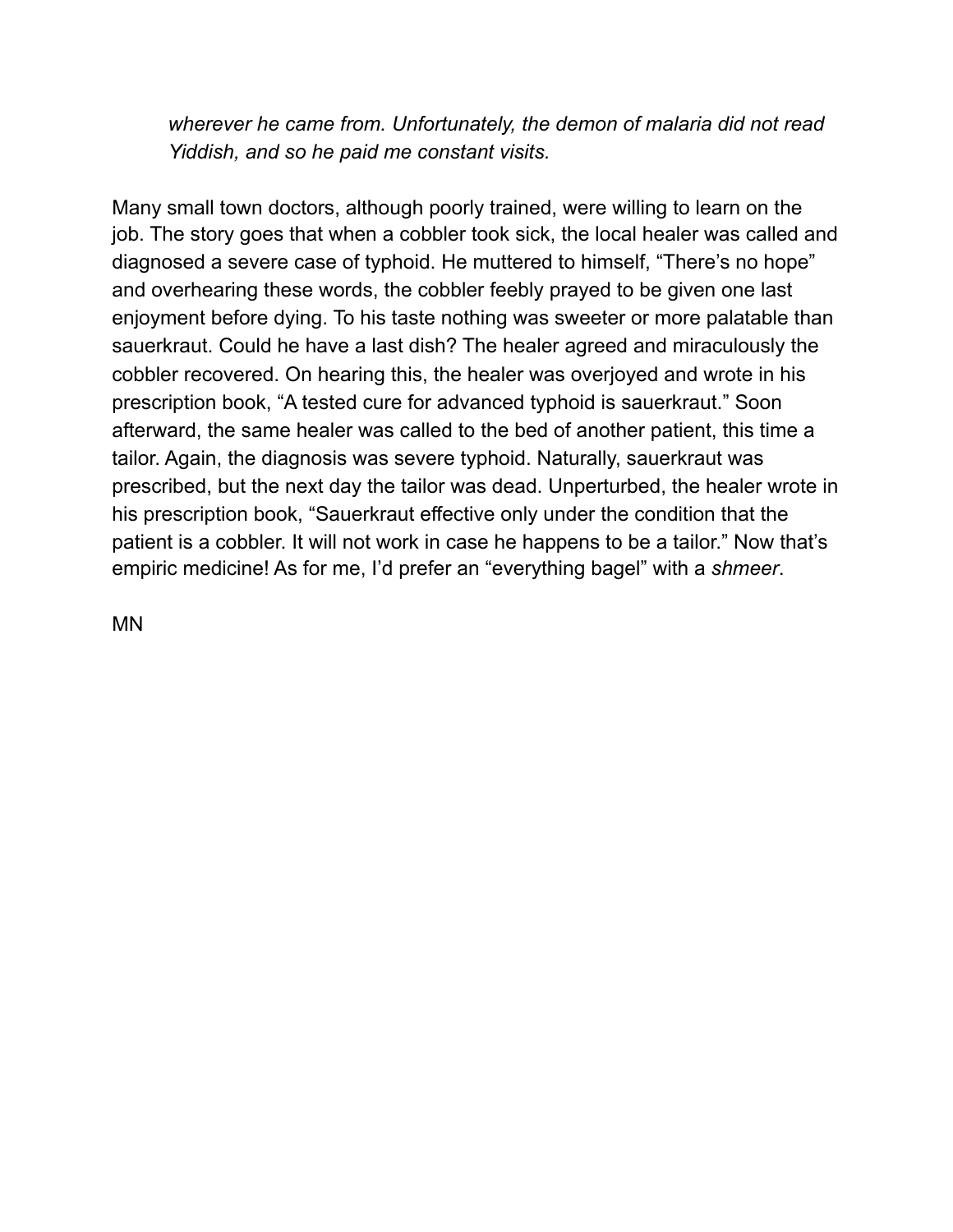> *wherever he came from. Unfortunately, the demon of malaria did not read Yiddish, and so he paid me constant visits.*

Many small town doctors, although poorly trained, were willing to learn on the job. The story goes that when a cobbler took sick, the local healer was called and diagnosed a severe case of typhoid. He muttered to himself, “There’s no hope” and overhearing these words, the cobbler feebly prayed to be given one last enjoyment before dying. To his taste nothing was sweeter or more palatable than sauerkraut. Could he have a last dish? The healer agreed and miraculously the cobbler recovered. On hearing this, the healer was overjoyed and wrote in his prescription book, “A tested cure for advanced typhoid is sauerkraut.” Soon afterward, the same healer was called to the bed of another patient, this time a tailor. Again, the diagnosis was severe typhoid. Naturally, sauerkraut was prescribed, but the next day the tailor was dead. Unperturbed, the healer wrote in his prescription book, “Sauerkraut effective only under the condition that the patient is a cobbler. It will not work in case he happens to be a tailor.” Now that’s empiric medicine! As for me, I’d prefer an “everything bagel” with a *shmeer*.

MN